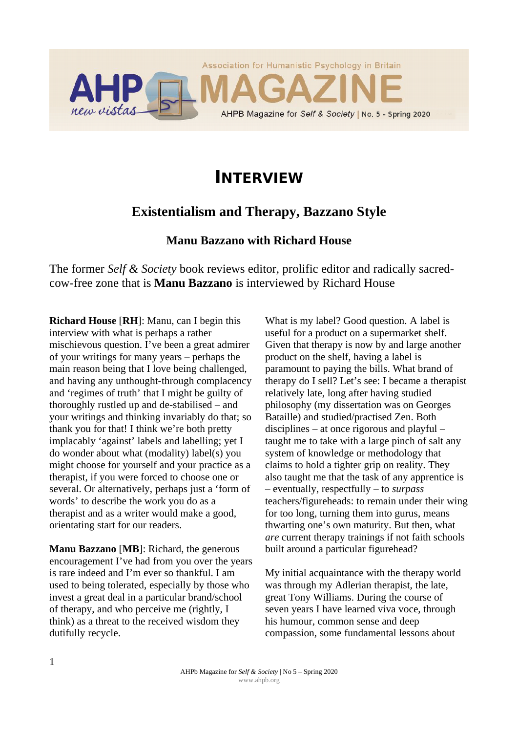# Interview

## Existentialism and Therapy, Bazzano Style

### Manu Bazzano with Richard House

The former *Self & Society* book reviews editor, prolific editor and radically sacred-cow-free zone that is **Manu Bazzano** is interviewed by Richard House

**Richard House** [**RH**]: Manu, can I begin this interview with what is perhaps a rather mischievous question. I've been a great admirer of your writings for many years – perhaps the main reason being that I love being challenged, and having any unthought-through complacency and 'regimes of truth' that I might be guilty of thoroughly rustled up and de-stabilised – and your writings and thinking invariably do that; so thank you for that! I think we're both pretty implacably 'against' labels and labelling; yet I do wonder about what (modality) label(s) you might choose for yourself and your practice as a therapist, if you were forced to choose one or several. Or alternatively, perhaps just a 'form of words' to describe the work you do as a therapist and as a writer would make a good, orientating start for our readers.

**Manu Bazzano** [**MB**]: Richard, the generous encouragement I've had from you over the years is rare indeed and I'm ever so thankful. I am used to being tolerated, especially by those who invest a great deal in a particular brand/school of therapy, and who perceive me (rightly, I think) as a threat to the received wisdom they dutifully recycle.

What is my label? Good question. A label is useful for a product on a supermarket shelf. Given that therapy is now by and large another product on the shelf, having a label is paramount to paying the bills. What brand of therapy do I sell? Let's see: I became a therapist relatively late, long after having studied philosophy (my dissertation was on Georges Bataille) and studied/practised Zen. Both disciplines – at once rigorous and playful – taught me to take with a large pinch of salt any system of knowledge or methodology that claims to hold a tighter grip on reality. They also taught me that the task of any apprentice is – eventually, respectfully – to *surpass* teachers/figureheads: to remain under their wing for too long, turning them into gurus, means thwarting one's own maturity. But then, what *are* current therapy trainings if not faith schools built around a particular figurehead?

My initial acquaintance with the therapy world was through my Adlerian therapist, the late, great Tony Williams. During the course of seven years I have learned viva voce, through his humour, common sense and deep compassion, some fundamental lessons about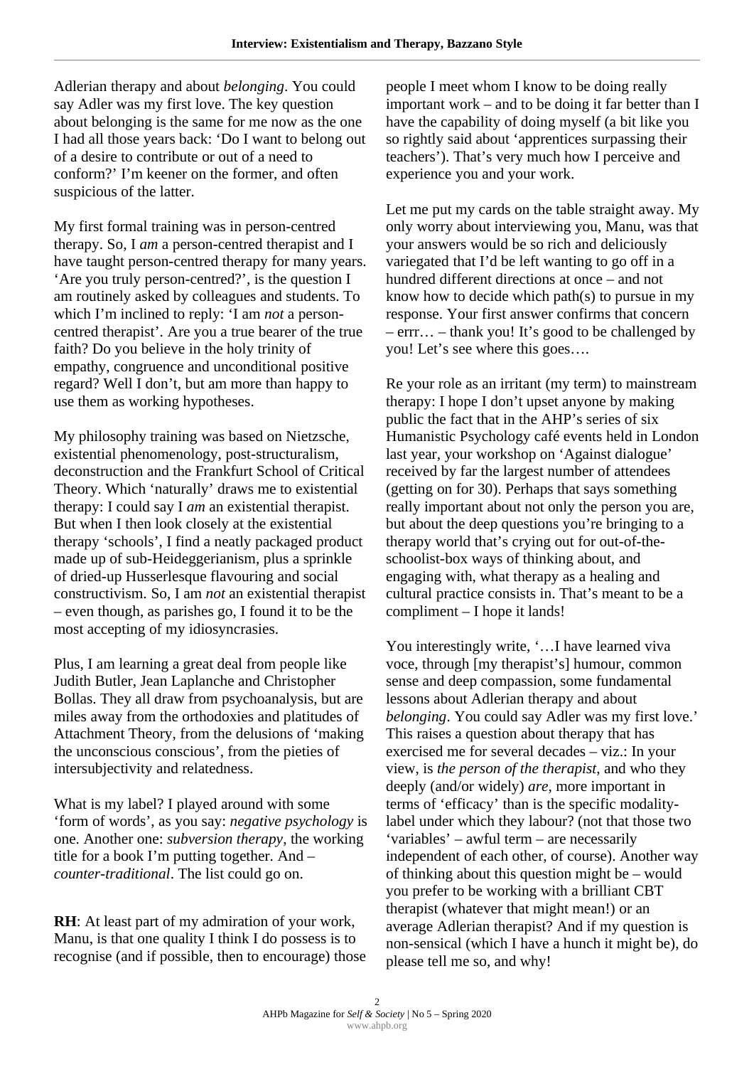Adlerian therapy and about *belonging*. You could say Adler was my first love. The key question about belonging is the same for me now as the one I had all those years back: 'Do I want to belong out of a desire to contribute or out of a need to conform?' I'm keener on the former, and often suspicious of the latter.

My first formal training was in person-centred therapy. So, I *am* a person-centred therapist and I have taught person-centred therapy for many years. 'Are you truly person-centred?', is the question I am routinely asked by colleagues and students. To which I'm inclined to reply: 'I am *not* a person-centred therapist'. Are you a true bearer of the true faith? Do you believe in the holy trinity of empathy, congruence and unconditional positive regard? Well I don't, but am more than happy to use them as working hypotheses.

My philosophy training was based on Nietzsche, existential phenomenology, post-structuralism, deconstruction and the Frankfurt School of Critical Theory. Which 'naturally' draws me to existential therapy: I could say I *am* an existential therapist. But when I then look closely at the existential therapy 'schools', I find a neatly packaged product made up of sub-Heideggerianism, plus a sprinkle of dried-up Husserlesque flavouring and social constructivism. So, I am *not* an existential therapist – even though, as parishes go, I found it to be the most accepting of my idiosyncrasies.

Plus, I am learning a great deal from people like Judith Butler, Jean Laplanche and Christopher Bollas. They all draw from psychoanalysis, but are miles away from the orthodoxies and platitudes of Attachment Theory, from the delusions of 'making the unconscious conscious', from the pieties of intersubjectivity and relatedness.

What is my label? I played around with some 'form of words', as you say: *negative psychology* is one. Another one: *subversion therapy*, the working title for a book I'm putting together. And – *counter-traditional*. The list could go on.

**RH**: At least part of my admiration of your work, Manu, is that one quality I think I do possess is to recognise (and if possible, then to encourage) those people I meet whom I know to be doing really important work – and to be doing it far better than I have the capability of doing myself (a bit like you so rightly said about 'apprentices surpassing their teachers'). That's very much how I perceive and experience you and your work.

Let me put my cards on the table straight away. My only worry about interviewing you, Manu, was that your answers would be so rich and deliciously variegated that I'd be left wanting to go off in a hundred different directions at once – and not know how to decide which path(s) to pursue in my response. Your first answer confirms that concern – errr… – thank you! It's good to be challenged by you! Let's see where this goes….

Re your role as an irritant (my term) to mainstream therapy: I hope I don't upset anyone by making public the fact that in the AHP's series of six Humanistic Psychology café events held in London last year, your workshop on 'Against dialogue' received by far the largest number of attendees (getting on for 30). Perhaps that says something really important about not only the person you are, but about the deep questions you're bringing to a therapy world that's crying out for out-of-the-schoolist-box ways of thinking about, and engaging with, what therapy as a healing and cultural practice consists in. That's meant to be a compliment – I hope it lands!

You interestingly write, '…I have learned viva voce, through [my therapist's] humour, common sense and deep compassion, some fundamental lessons about Adlerian therapy and about *belonging*. You could say Adler was my first love.' This raises a question about therapy that has exercised me for several decades – viz.: In your view, is *the person of the therapist*, and who they deeply (and/or widely) *are*, more important in terms of 'efficacy' than is the specific modality-label under which they labour? (not that those two 'variables' – awful term – are necessarily independent of each other, of course). Another way of thinking about this question might be – would you prefer to be working with a brilliant CBT therapist (whatever that might mean!) or an average Adlerian therapist? And if my question is non-sensical (which I have a hunch it might be), do please tell me so, and why!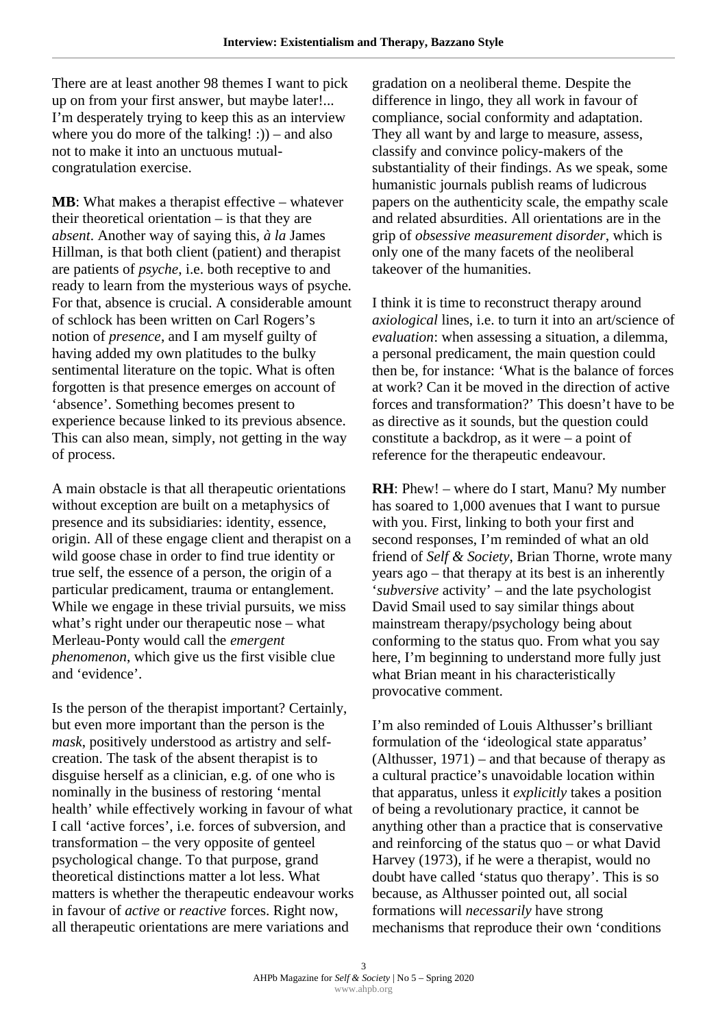There are at least another 98 themes I want to pick up on from your first answer, but maybe later!... I'm desperately trying to keep this as an interview where you do more of the talking! :)) – and also not to make it into an unctuous mutual-congratulation exercise.

**MB**: What makes a therapist effective – whatever their theoretical orientation – is that they are *absent*. Another way of saying this, *à la* James Hillman, is that both client (patient) and therapist are patients of *psyche*, i.e. both receptive to and ready to learn from the mysterious ways of psyche. For that, absence is crucial. A considerable amount of schlock has been written on Carl Rogers's notion of *presence*, and I am myself guilty of having added my own platitudes to the bulky sentimental literature on the topic. What is often forgotten is that presence emerges on account of 'absence'. Something becomes present to experience because linked to its previous absence. This can also mean, simply, not getting in the way of process.

A main obstacle is that all therapeutic orientations without exception are built on a metaphysics of presence and its subsidiaries: identity, essence, origin. All of these engage client and therapist on a wild goose chase in order to find true identity or true self, the essence of a person, the origin of a particular predicament, trauma or entanglement. While we engage in these trivial pursuits, we miss what's right under our therapeutic nose – what Merleau-Ponty would call the *emergent phenomenon*, which give us the first visible clue and 'evidence'.

Is the person of the therapist important? Certainly, but even more important than the person is the *mask*, positively understood as artistry and self-creation. The task of the absent therapist is to disguise herself as a clinician, e.g. of one who is nominally in the business of restoring 'mental health' while effectively working in favour of what I call 'active forces', i.e. forces of subversion, and transformation – the very opposite of genteel psychological change. To that purpose, grand theoretical distinctions matter a lot less. What matters is whether the therapeutic endeavour works in favour of *active* or *reactive* forces. Right now, all therapeutic orientations are mere variations and gradation on a neoliberal theme. Despite the difference in lingo, they all work in favour of compliance, social conformity and adaptation. They all want by and large to measure, assess, classify and convince policy-makers of the substantiality of their findings. As we speak, some humanistic journals publish reams of ludicrous papers on the authenticity scale, the empathy scale and related absurdities. All orientations are in the grip of *obsessive measurement disorder*, which is only one of the many facets of the neoliberal takeover of the humanities.

I think it is time to reconstruct therapy around *axiological* lines, i.e. to turn it into an art/science of *evaluation*: when assessing a situation, a dilemma, a personal predicament, the main question could then be, for instance: 'What is the balance of forces at work? Can it be moved in the direction of active forces and transformation?' This doesn't have to be as directive as it sounds, but the question could constitute a backdrop, as it were – a point of reference for the therapeutic endeavour.

**RH**: Phew! – where do I start, Manu? My number has soared to 1,000 avenues that I want to pursue with you. First, linking to both your first and second responses, I'm reminded of what an old friend of *Self & Society*, Brian Thorne, wrote many years ago – that therapy at its best is an inherently '*subversive* activity' – and the late psychologist David Smail used to say similar things about mainstream therapy/psychology being about conforming to the status quo. From what you say here, I'm beginning to understand more fully just what Brian meant in his characteristically provocative comment.

I'm also reminded of Louis Althusser's brilliant formulation of the 'ideological state apparatus' (Althusser, 1971) – and that because of therapy as a cultural practice's unavoidable location within that apparatus, unless it *explicitly* takes a position of being a revolutionary practice, it cannot be anything other than a practice that is conservative and reinforcing of the status quo – or what David Harvey (1973), if he were a therapist, would no doubt have called 'status quo therapy'. This is so because, as Althusser pointed out, all social formations will *necessarily* have strong mechanisms that reproduce their own 'conditions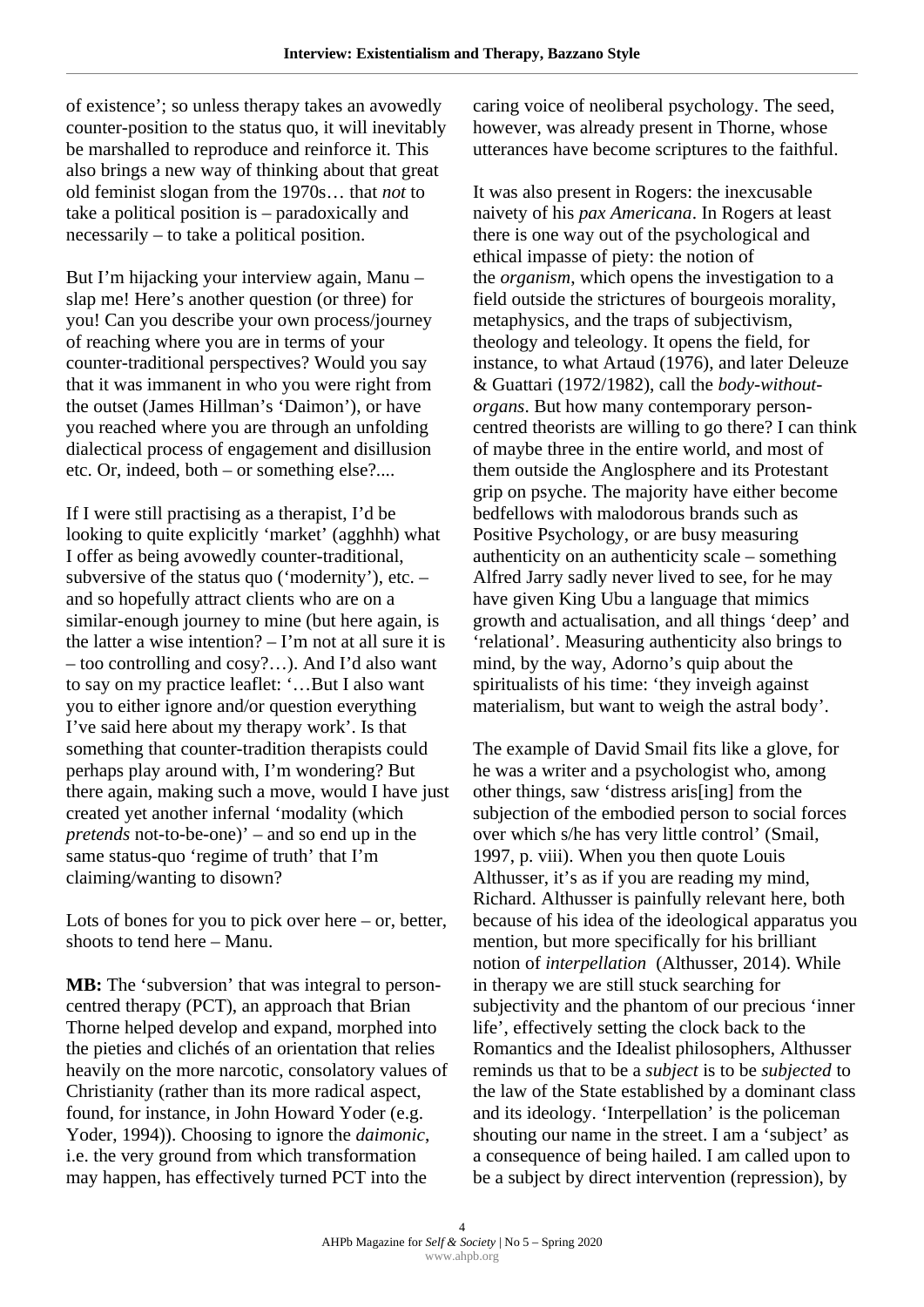of existence'; so unless therapy takes an avowedly counter-position to the status quo, it will inevitably be marshalled to reproduce and reinforce it. This also brings a new way of thinking about that great old feminist slogan from the 1970s… that *not* to take a political position is – paradoxically and necessarily – to take a political position.

But I'm hijacking your interview again, Manu – slap me! Here's another question (or three) for you! Can you describe your own process/journey of reaching where you are in terms of your counter-traditional perspectives? Would you say that it was immanent in who you were right from the outset (James Hillman's 'Daimon'), or have you reached where you are through an unfolding dialectical process of engagement and disillusion etc. Or, indeed, both – or something else?....

If I were still practising as a therapist, I'd be looking to quite explicitly 'market' (agghhh) what I offer as being avowedly counter-traditional, subversive of the status quo ('modernity'), etc. – and so hopefully attract clients who are on a similar-enough journey to mine (but here again, is the latter a wise intention? – I'm not at all sure it is – too controlling and cosy?…). And I'd also want to say on my practice leaflet: '…But I also want you to either ignore and/or question everything I've said here about my therapy work'. Is that something that counter-tradition therapists could perhaps play around with, I'm wondering? But there again, making such a move, would I have just created yet another infernal 'modality (which *pretends* not-to-be-one)' – and so end up in the same status-quo 'regime of truth' that I'm claiming/wanting to disown?

Lots of bones for you to pick over here – or, better, shoots to tend here – Manu.

**MB:** The 'subversion' that was integral to person-centred therapy (PCT), an approach that Brian Thorne helped develop and expand, morphed into the pieties and clichés of an orientation that relies heavily on the more narcotic, consolatory values of Christianity (rather than its more radical aspect, found, for instance, in John Howard Yoder (e.g. Yoder, 1994)). Choosing to ignore the *daimonic*, i.e. the very ground from which transformation may happen, has effectively turned PCT into the caring voice of neoliberal psychology. The seed, however, was already present in Thorne, whose utterances have become scriptures to the faithful.

It was also present in Rogers: the inexcusable naivety of his *pax Americana*. In Rogers at least there is one way out of the psychological and ethical impasse of piety: the notion of the *organism*, which opens the investigation to a field outside the strictures of bourgeois morality, metaphysics, and the traps of subjectivism, theology and teleology. It opens the field, for instance, to what Artaud (1976), and later Deleuze & Guattari (1972/1982), call the *body-without-organs*. But how many contemporary person-centred theorists are willing to go there? I can think of maybe three in the entire world, and most of them outside the Anglosphere and its Protestant grip on psyche. The majority have either become bedfellows with malodorous brands such as Positive Psychology, or are busy measuring authenticity on an authenticity scale – something Alfred Jarry sadly never lived to see, for he may have given King Ubu a language that mimics growth and actualisation, and all things 'deep' and 'relational'. Measuring authenticity also brings to mind, by the way, Adorno's quip about the spiritualists of his time: 'they inveigh against materialism, but want to weigh the astral body'.

The example of David Smail fits like a glove, for he was a writer and a psychologist who, among other things, saw 'distress aris[ing] from the subjection of the embodied person to social forces over which s/he has very little control' (Smail, 1997, p. viii). When you then quote Louis Althusser, it's as if you are reading my mind, Richard. Althusser is painfully relevant here, both because of his idea of the ideological apparatus you mention, but more specifically for his brilliant notion of *interpellation* (Althusser, 2014). While in therapy we are still stuck searching for subjectivity and the phantom of our precious 'inner life', effectively setting the clock back to the Romantics and the Idealist philosophers, Althusser reminds us that to be a *subject* is to be *subjected* to the law of the State established by a dominant class and its ideology. 'Interpellation' is the policeman shouting our name in the street. I am a 'subject' as a consequence of being hailed. I am called upon to be a subject by direct intervention (repression), by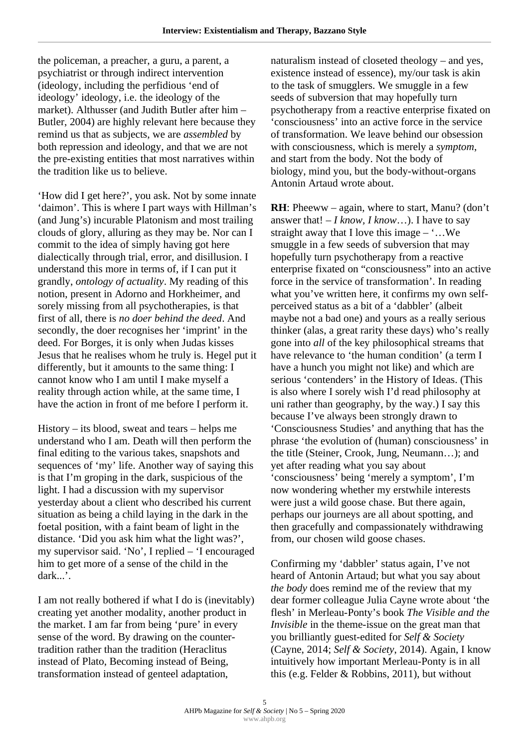the policeman, a preacher, a guru, a parent, a psychiatrist or through indirect intervention (ideology, including the perfidious 'end of ideology' ideology, i.e. the ideology of the market). Althusser (and Judith Butler after him – Butler, 2004) are highly relevant here because they remind us that as subjects, we are *assembled* by both repression and ideology, and that we are not the pre-existing entities that most narratives within the tradition like us to believe.

'How did I get here?', you ask. Not by some innate 'daimon'. This is where I part ways with Hillman's (and Jung's) incurable Platonism and most trailing clouds of glory, alluring as they may be. Nor can I commit to the idea of simply having got here dialectically through trial, error, and disillusion. I understand this more in terms of, if I can put it grandly, *ontology of actuality*. My reading of this notion, present in Adorno and Horkheimer, and sorely missing from all psychotherapies, is that first of all, there is *no doer behind the deed*. And secondly, the doer recognises her 'imprint' in the deed. For Borges, it is only when Judas kisses Jesus that he realises whom he truly is. Hegel put it differently, but it amounts to the same thing: I cannot know who I am until I make myself a reality through action while, at the same time, I have the action in front of me before I perform it.

History – its blood, sweat and tears – helps me understand who I am. Death will then perform the final editing to the various takes, snapshots and sequences of 'my' life. Another way of saying this is that I'm groping in the dark, suspicious of the light. I had a discussion with my supervisor yesterday about a client who described his current situation as being a child laying in the dark in the foetal position, with a faint beam of light in the distance. 'Did you ask him what the light was?', my supervisor said. 'No', I replied – 'I encouraged him to get more of a sense of the child in the dark...'.

I am not really bothered if what I do is (inevitably) creating yet another modality, another product in the market. I am far from being 'pure' in every sense of the word. By drawing on the counter-tradition rather than the tradition (Heraclitus instead of Plato, Becoming instead of Being, transformation instead of genteel adaptation, naturalism instead of closeted theology – and yes, existence instead of essence), my/our task is akin to the task of smugglers. We smuggle in a few seeds of subversion that may hopefully turn psychotherapy from a reactive enterprise fixated on 'consciousness' into an active force in the service of transformation. We leave behind our obsession with consciousness, which is merely a *symptom*, and start from the body. Not the body of biology, mind you, but the body-without-organs Antonin Artaud wrote about.

**RH**: Pheeww – again, where to start, Manu? (don't answer that! – *I know, I know*…). I have to say straight away that I love this image – '…We smuggle in a few seeds of subversion that may hopefully turn psychotherapy from a reactive enterprise fixated on "consciousness" into an active force in the service of transformation'. In reading what you've written here, it confirms my own self-perceived status as a bit of a 'dabbler' (albeit maybe not a bad one) and yours as a really serious thinker (alas, a great rarity these days) who's really gone into *all* of the key philosophical streams that have relevance to 'the human condition' (a term I have a hunch you might not like) and which are serious 'contenders' in the History of Ideas. (This is also where I sorely wish I'd read philosophy at uni rather than geography, by the way.) I say this because I've always been strongly drawn to 'Consciousness Studies' and anything that has the phrase 'the evolution of (human) consciousness' in the title (Steiner, Crook, Jung, Neumann…); and yet after reading what you say about 'consciousness' being 'merely a symptom', I'm now wondering whether my erstwhile interests were just a wild goose chase. But there again, perhaps our journeys are all about spotting, and then gracefully and compassionately withdrawing from, our chosen wild goose chases.

Confirming my 'dabbler' status again, I've not heard of Antonin Artaud; but what you say about *the body* does remind me of the review that my dear former colleague Julia Cayne wrote about 'the flesh' in Merleau-Ponty's book *The Visible and the Invisible* in the theme-issue on the great man that you brilliantly guest-edited for *Self & Society* (Cayne, 2014; *Self & Society*, 2014). Again, I know intuitively how important Merleau-Ponty is in all this (e.g. Felder & Robbins, 2011), but without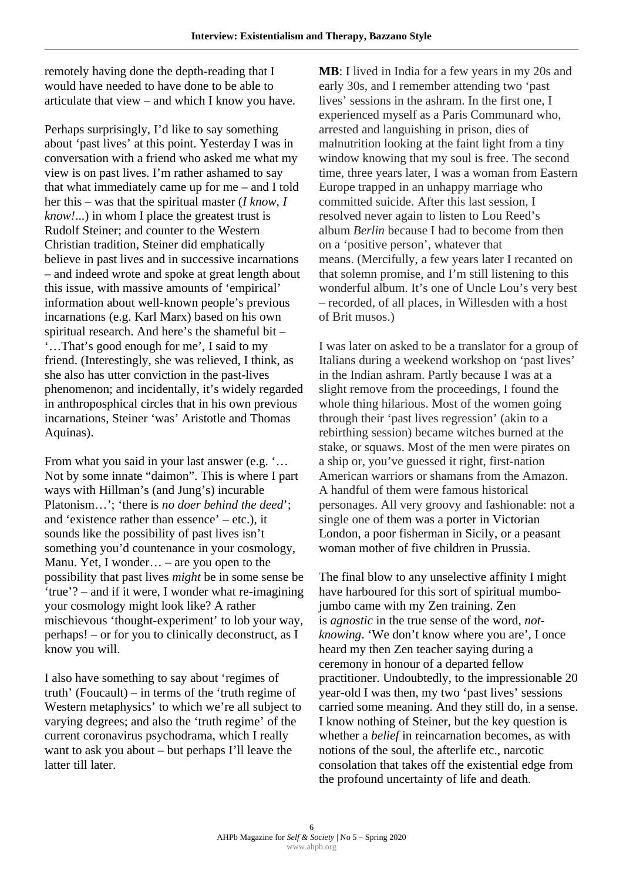remotely having done the depth-reading that I would have needed to have done to be able to articulate that view – and which I know you have.

Perhaps surprisingly, I'd like to say something about 'past lives' at this point. Yesterday I was in conversation with a friend who asked me what my view is on past lives. I'm rather ashamed to say that what immediately came up for me – and I told her this – was that the spiritual master (*I know, I know!*...) in whom I place the greatest trust is Rudolf Steiner; and counter to the Western Christian tradition, Steiner did emphatically believe in past lives and in successive incarnations – and indeed wrote and spoke at great length about this issue, with massive amounts of 'empirical' information about well-known people's previous incarnations (e.g. Karl Marx) based on his own spiritual research. And here's the shameful bit – '…That's good enough for me', I said to my friend. (Interestingly, she was relieved, I think, as she also has utter conviction in the past-lives phenomenon; and incidentally, it's widely regarded in anthroposphical circles that in his own previous incarnations, Steiner 'was' Aristotle and Thomas Aquinas).

From what you said in your last answer (e.g. '… Not by some innate "daimon". This is where I part ways with Hillman's (and Jung's) incurable Platonism…'; 'there is *no doer behind the deed*'; and 'existence rather than essence' – etc.), it sounds like the possibility of past lives isn't something you'd countenance in your cosmology, Manu. Yet, I wonder… – are you open to the possibility that past lives *might* be in some sense be 'true'? – and if it were, I wonder what re-imagining your cosmology might look like? A rather mischievous 'thought-experiment' to lob your way, perhaps! – or for you to clinically deconstruct, as I know you will.

I also have something to say about 'regimes of truth' (Foucault) – in terms of the 'truth regime of Western metaphysics' to which we're all subject to varying degrees; and also the 'truth regime' of the current coronavirus psychodrama, which I really want to ask you about – but perhaps I'll leave the latter till later.

**MB**: I lived in India for a few years in my 20s and early 30s, and I remember attending two 'past lives' sessions in the ashram. In the first one, I experienced myself as a Paris Communard who, arrested and languishing in prison, dies of malnutrition looking at the faint light from a tiny window knowing that my soul is free. The second time, three years later, I was a woman from Eastern Europe trapped in an unhappy marriage who committed suicide. After this last session, I resolved never again to listen to Lou Reed's album *Berlin* because I had to become from then on a 'positive person', whatever that means. (Mercifully, a few years later I recanted on that solemn promise, and I'm still listening to this wonderful album. It's one of Uncle Lou's very best – recorded, of all places, in Willesden with a host of Brit musos.)

I was later on asked to be a translator for a group of Italians during a weekend workshop on 'past lives' in the Indian ashram. Partly because I was at a slight remove from the proceedings, I found the whole thing hilarious. Most of the women going through their 'past lives regression' (akin to a rebirthing session) became witches burned at the stake, or squaws. Most of the men were pirates on a ship or, you've guessed it right, first-nation American warriors or shamans from the Amazon. A handful of them were famous historical personages. All very groovy and fashionable: not a single one of them was a porter in Victorian London, a poor fisherman in Sicily, or a peasant woman mother of five children in Prussia.

The final blow to any unselective affinity I might have harboured for this sort of spiritual mumbo-jumbo came with my Zen training. Zen is *agnostic* in the true sense of the word, *not-knowing*. 'We don't know where you are', I once heard my then Zen teacher saying during a ceremony in honour of a departed fellow practitioner. Undoubtedly, to the impressionable 20 year-old I was then, my two 'past lives' sessions carried some meaning. And they still do, in a sense. I know nothing of Steiner, but the key question is whether a *belief* in reincarnation becomes, as with notions of the soul, the afterlife etc., narcotic consolation that takes off the existential edge from the profound uncertainty of life and death.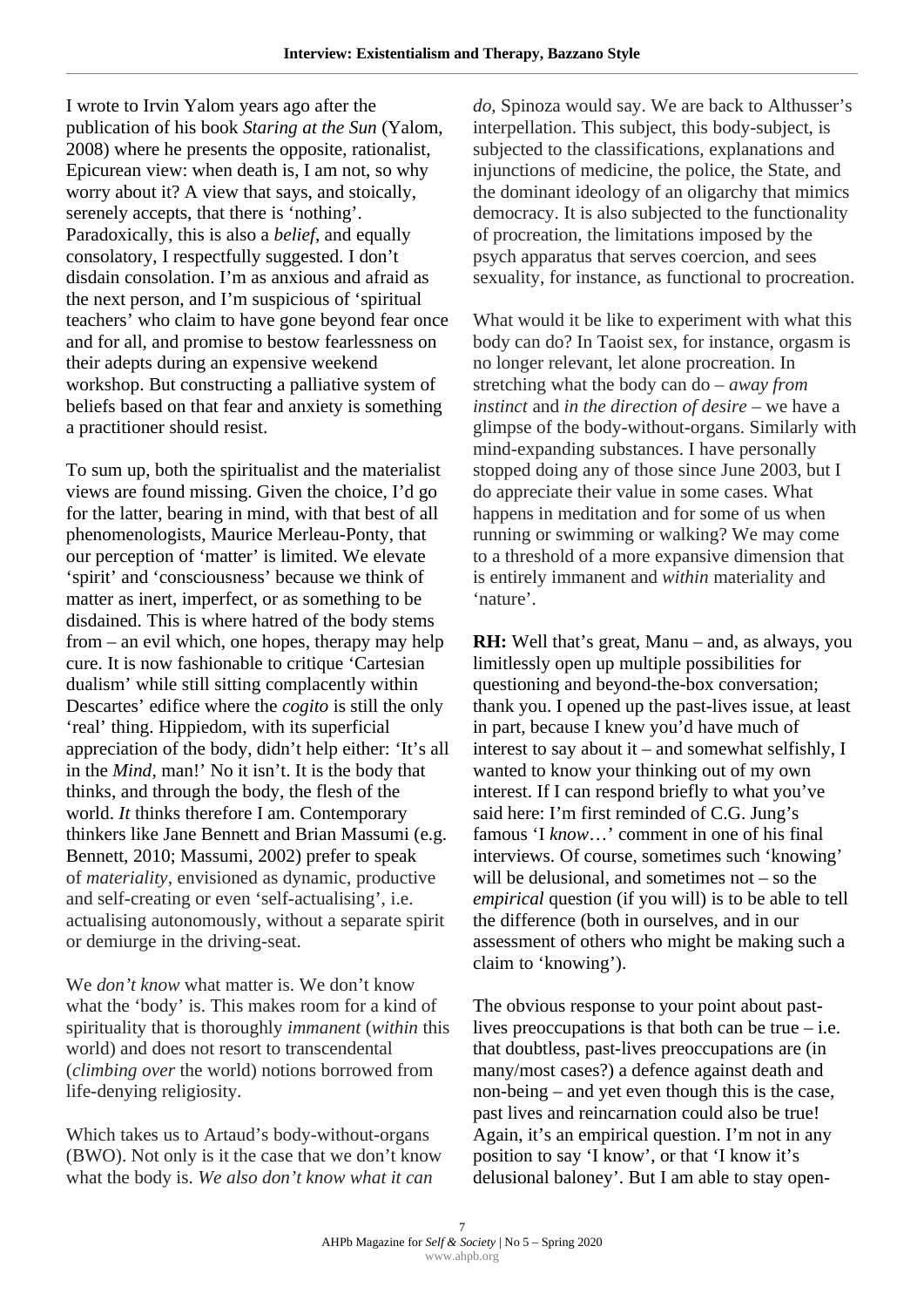I wrote to Irvin Yalom years ago after the publication of his book *Staring at the Sun* (Yalom, 2008) where he presents the opposite, rationalist, Epicurean view: when death is, I am not, so why worry about it? A view that says, and stoically, serenely accepts, that there is 'nothing'. Paradoxically, this is also a *belief*, and equally consolatory, I respectfully suggested. I don't disdain consolation. I'm as anxious and afraid as the next person, and I'm suspicious of 'spiritual teachers' who claim to have gone beyond fear once and for all, and promise to bestow fearlessness on their adepts during an expensive weekend workshop. But constructing a palliative system of beliefs based on that fear and anxiety is something a practitioner should resist.

To sum up, both the spiritualist and the materialist views are found missing. Given the choice, I'd go for the latter, bearing in mind, with that best of all phenomenologists, Maurice Merleau-Ponty, that our perception of 'matter' is limited. We elevate 'spirit' and 'consciousness' because we think of matter as inert, imperfect, or as something to be disdained. This is where hatred of the body stems from – an evil which, one hopes, therapy may help cure. It is now fashionable to critique 'Cartesian dualism' while still sitting complacently within Descartes' edifice where the *cogito* is still the only 'real' thing. Hippiedom, with its superficial appreciation of the body, didn't help either: 'It's all in the *Mind*, man!' No it isn't. It is the body that thinks, and through the body, the flesh of the world. *It* thinks therefore I am. Contemporary thinkers like Jane Bennett and Brian Massumi (e.g. Bennett, 2010; Massumi, 2002) prefer to speak of *materiality*, envisioned as dynamic, productive and self-creating or even 'self-actualising', i.e. actualising autonomously, without a separate spirit or demiurge in the driving-seat.

We *don't know* what matter is. We don't know what the 'body' is. This makes room for a kind of spirituality that is thoroughly *immanent* (*within* this world) and does not resort to transcendental (*climbing over* the world) notions borrowed from life-denying religiosity.

Which takes us to Artaud's body-without-organs (BWO). Not only is it the case that we don't know what the body is. *We also don't know what it can do*, Spinoza would say. We are back to Althusser's interpellation. This subject, this body-subject, is subjected to the classifications, explanations and injunctions of medicine, the police, the State, and the dominant ideology of an oligarchy that mimics democracy. It is also subjected to the functionality of procreation, the limitations imposed by the psych apparatus that serves coercion, and sees sexuality, for instance, as functional to procreation.

What would it be like to experiment with what this body can do? In Taoist sex, for instance, orgasm is no longer relevant, let alone procreation. In stretching what the body can do – *away from instinct* and *in the direction of desire* – we have a glimpse of the body-without-organs. Similarly with mind-expanding substances. I have personally stopped doing any of those since June 2003, but I do appreciate their value in some cases. What happens in meditation and for some of us when running or swimming or walking? We may come to a threshold of a more expansive dimension that is entirely immanent and *within* materiality and 'nature'.

**RH:** Well that's great, Manu – and, as always, you limitlessly open up multiple possibilities for questioning and beyond-the-box conversation; thank you. I opened up the past-lives issue, at least in part, because I knew you'd have much of interest to say about it – and somewhat selfishly, I wanted to know your thinking out of my own interest. If I can respond briefly to what you've said here: I'm first reminded of C.G. Jung's famous 'I *know*…' comment in one of his final interviews. Of course, sometimes such 'knowing' will be delusional, and sometimes not – so the *empirical* question (if you will) is to be able to tell the difference (both in ourselves, and in our assessment of others who might be making such a claim to 'knowing').

The obvious response to your point about past-lives preoccupations is that both can be true – i.e. that doubtless, past-lives preoccupations are (in many/most cases?) a defence against death and non-being – and yet even though this is the case, past lives and reincarnation could also be true! Again, it's an empirical question. I'm not in any position to say 'I know', or that 'I know it's delusional baloney'. But I am able to stay open-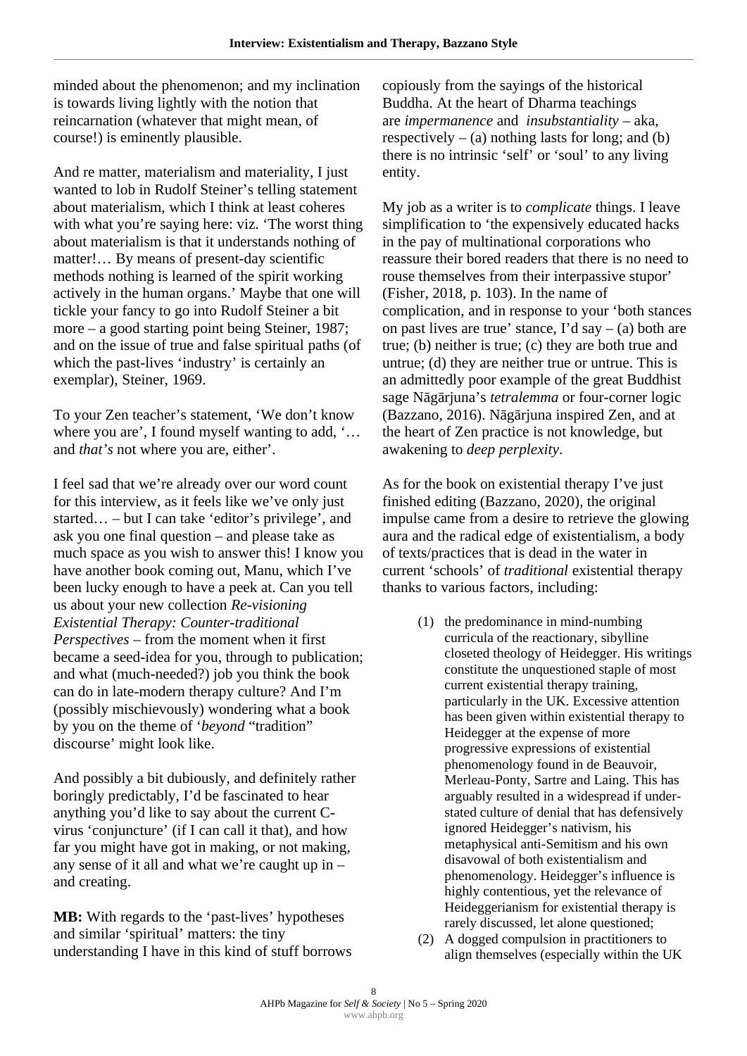minded about the phenomenon; and my inclination is towards living lightly with the notion that reincarnation (whatever that might mean, of course!) is eminently plausible.

And re matter, materialism and materiality, I just wanted to lob in Rudolf Steiner's telling statement about materialism, which I think at least coheres with what you're saying here: viz. 'The worst thing about materialism is that it understands nothing of matter!… By means of present-day scientific methods nothing is learned of the spirit working actively in the human organs.' Maybe that one will tickle your fancy to go into Rudolf Steiner a bit more – a good starting point being Steiner, 1987; and on the issue of true and false spiritual paths (of which the past-lives 'industry' is certainly an exemplar), Steiner, 1969.

To your Zen teacher's statement, 'We don't know where you are', I found myself wanting to add, '… and *that's* not where you are, either'.

I feel sad that we're already over our word count for this interview, as it feels like we've only just started… – but I can take 'editor's privilege', and ask you one final question – and please take as much space as you wish to answer this! I know you have another book coming out, Manu, which I've been lucky enough to have a peek at. Can you tell us about your new collection *Re-visioning Existential Therapy: Counter-traditional Perspectives* – from the moment when it first became a seed-idea for you, through to publication; and what (much-needed?) job you think the book can do in late-modern therapy culture? And I'm (possibly mischievously) wondering what a book by you on the theme of '*beyond* "tradition" discourse' might look like.

And possibly a bit dubiously, and definitely rather boringly predictably, I'd be fascinated to hear anything you'd like to say about the current C-virus 'conjuncture' (if I can call it that), and how far you might have got in making, or not making, any sense of it all and what we're caught up in – and creating.

**MB:** With regards to the 'past-lives' hypotheses and similar 'spiritual' matters: the tiny understanding I have in this kind of stuff borrows copiously from the sayings of the historical Buddha. At the heart of Dharma teachings are *impermanence* and *insubstantiality* – aka, respectively – (a) nothing lasts for long; and (b) there is no intrinsic 'self' or 'soul' to any living entity.

My job as a writer is to *complicate* things. I leave simplification to 'the expensively educated hacks in the pay of multinational corporations who reassure their bored readers that there is no need to rouse themselves from their interpassive stupor' (Fisher, 2018, p. 103). In the name of complication, and in response to your 'both stances on past lives are true' stance, I'd say – (a) both are true; (b) neither is true; (c) they are both true and untrue; (d) they are neither true or untrue. This is an admittedly poor example of the great Buddhist sage Nāgārjuna's *tetralemma* or four-corner logic (Bazzano, 2016). Nāgārjuna inspired Zen, and at the heart of Zen practice is not knowledge, but awakening to *deep perplexity*.

As for the book on existential therapy I've just finished editing (Bazzano, 2020), the original impulse came from a desire to retrieve the glowing aura and the radical edge of existentialism, a body of texts/practices that is dead in the water in current 'schools' of *traditional* existential therapy thanks to various factors, including:

1. the predominance in mind-numbing curricula of the reactionary, sibylline closeted theology of Heidegger. His writings constitute the unquestioned staple of most current existential therapy training, particularly in the UK. Excessive attention has been given within existential therapy to Heidegger at the expense of more progressive expressions of existential phenomenology found in de Beauvoir, Merleau-Ponty, Sartre and Laing. This has arguably resulted in a widespread if under-stated culture of denial that has defensively ignored Heidegger's nativism, his metaphysical anti-Semitism and his own disavowal of both existentialism and phenomenology. Heidegger's influence is highly contentious, yet the relevance of Heideggerianism for existential therapy is rarely discussed, let alone questioned;
2. A dogged compulsion in practitioners to align themselves (especially within the UK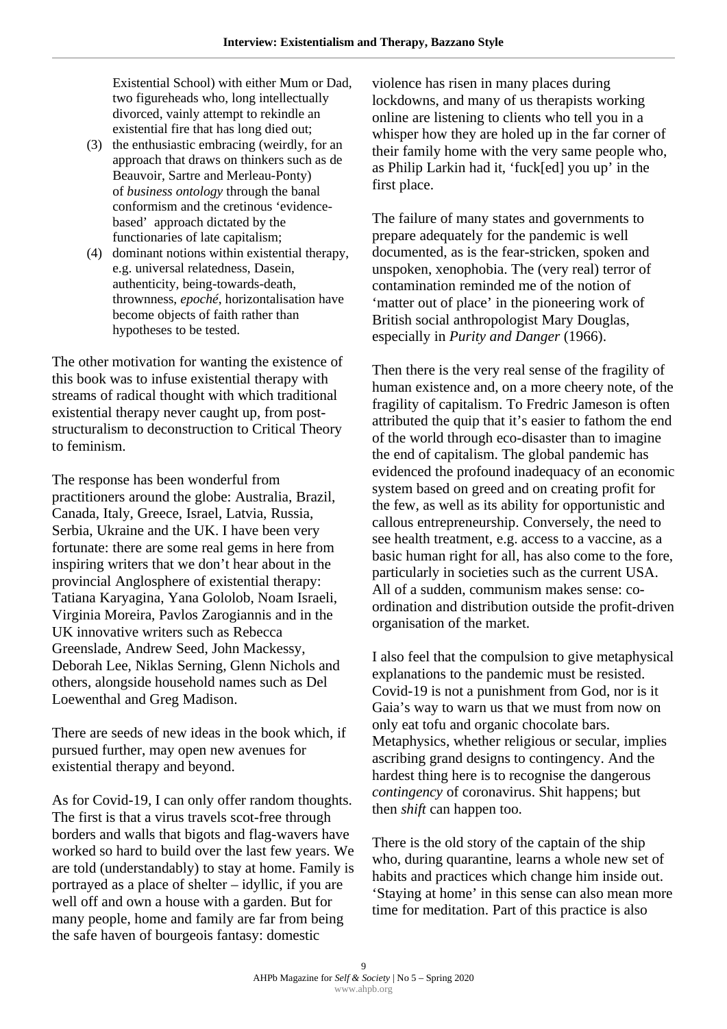Existential School) with either Mum or Dad, two figureheads who, long intellectually divorced, vainly attempt to rekindle an existential fire that has long died out;

(3) the enthusiastic embracing (weirdly, for an approach that draws on thinkers such as de Beauvoir, Sartre and Merleau-Ponty) of *business ontology* through the banal conformism and the cretinous 'evidence-based' approach dictated by the functionaries of late capitalism;

(4) dominant notions within existential therapy, e.g. universal relatedness, Dasein, authenticity, being-towards-death, thrownness, *epoché*, horizontalisation have become objects of faith rather than hypotheses to be tested.

The other motivation for wanting the existence of this book was to infuse existential therapy with streams of radical thought with which traditional existential therapy never caught up, from post-structuralism to deconstruction to Critical Theory to feminism.

The response has been wonderful from practitioners around the globe: Australia, Brazil, Canada, Italy, Greece, Israel, Latvia, Russia, Serbia, Ukraine and the UK. I have been very fortunate: there are some real gems in here from inspiring writers that we don't hear about in the provincial Anglosphere of existential therapy: Tatiana Karyagina, Yana Gololob, Noam Israeli, Virginia Moreira, Pavlos Zarogiannis and in the UK innovative writers such as Rebecca Greenslade, Andrew Seed, John Mackessy, Deborah Lee, Niklas Serning, Glenn Nichols and others, alongside household names such as Del Loewenthal and Greg Madison.

There are seeds of new ideas in the book which, if pursued further, may open new avenues for existential therapy and beyond.

As for Covid-19, I can only offer random thoughts. The first is that a virus travels scot-free through borders and walls that bigots and flag-wavers have worked so hard to build over the last few years. We are told (understandably) to stay at home. Family is portrayed as a place of shelter – idyllic, if you are well off and own a house with a garden. But for many people, home and family are far from being the safe haven of bourgeois fantasy: domestic violence has risen in many places during lockdowns, and many of us therapists working online are listening to clients who tell you in a whisper how they are holed up in the far corner of their family home with the very same people who, as Philip Larkin had it, 'fuck[ed] you up' in the first place.

The failure of many states and governments to prepare adequately for the pandemic is well documented, as is the fear-stricken, spoken and unspoken, xenophobia. The (very real) terror of contamination reminded me of the notion of 'matter out of place' in the pioneering work of British social anthropologist Mary Douglas, especially in *Purity and Danger* (1966).

Then there is the very real sense of the fragility of human existence and, on a more cheery note, of the fragility of capitalism. To Fredric Jameson is often attributed the quip that it's easier to fathom the end of the world through eco-disaster than to imagine the end of capitalism. The global pandemic has evidenced the profound inadequacy of an economic system based on greed and on creating profit for the few, as well as its ability for opportunistic and callous entrepreneurship. Conversely, the need to see health treatment, e.g. access to a vaccine, as a basic human right for all, has also come to the fore, particularly in societies such as the current USA. All of a sudden, communism makes sense: co-ordination and distribution outside the profit-driven organisation of the market.

I also feel that the compulsion to give metaphysical explanations to the pandemic must be resisted. Covid-19 is not a punishment from God, nor is it Gaia's way to warn us that we must from now on only eat tofu and organic chocolate bars. Metaphysics, whether religious or secular, implies ascribing grand designs to contingency. And the hardest thing here is to recognise the dangerous *contingency* of coronavirus. Shit happens; but then *shift* can happen too.

There is the old story of the captain of the ship who, during quarantine, learns a whole new set of habits and practices which change him inside out. 'Staying at home' in this sense can also mean more time for meditation. Part of this practice is also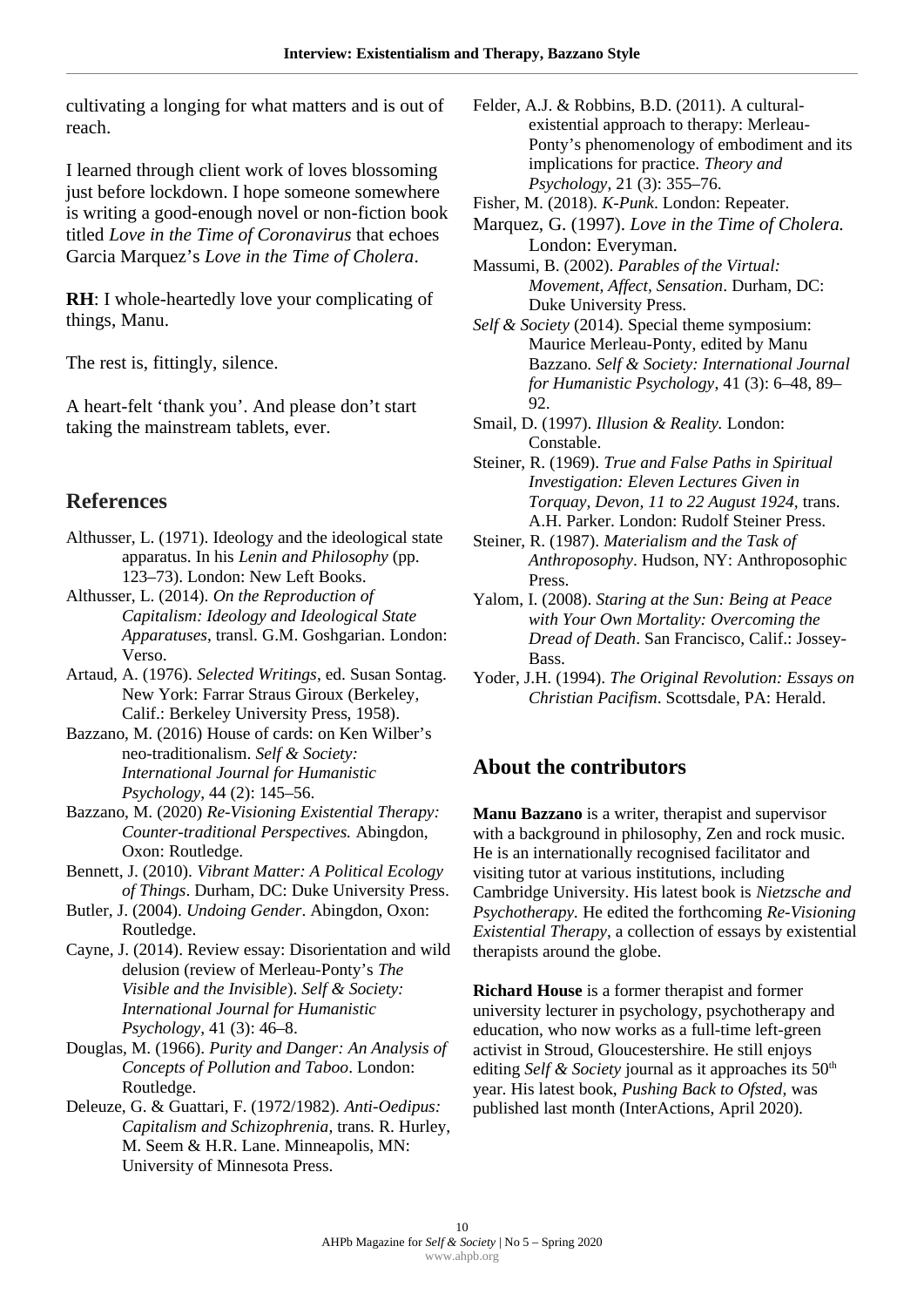cultivating a longing for what matters and is out of reach.

I learned through client work of loves blossoming just before lockdown. I hope someone somewhere is writing a good-enough novel or non-fiction book titled *Love in the Time of Coronavirus* that echoes Garcia Marquez's *Love in the Time of Cholera*.

**RH**: I whole-heartedly love your complicating of things, Manu.

The rest is, fittingly, silence.

A heart-felt 'thank you'. And please don't start taking the mainstream tablets, ever.

## References

Althusser, L. (1971). Ideology and the ideological state apparatus. In his *Lenin and Philosophy* (pp. 123–73). London: New Left Books.

Althusser, L. (2014). *On the Reproduction of Capitalism: Ideology and Ideological State Apparatuses*, transl. G.M. Goshgarian. London: Verso.

Artaud, A. (1976). *Selected Writings*, ed. Susan Sontag. New York: Farrar Straus Giroux (Berkeley, Calif.: Berkeley University Press, 1958).

Bazzano, M. (2016) House of cards: on Ken Wilber's neo-traditionalism. *Self & Society: International Journal for Humanistic Psychology*, 44 (2): 145–56.

Bazzano, M. (2020) *Re-Visioning Existential Therapy: Counter-traditional Perspectives.* Abingdon, Oxon: Routledge.

Bennett, J. (2010). *Vibrant Matter: A Political Ecology of Things*. Durham, DC: Duke University Press.

Butler, J. (2004). *Undoing Gender*. Abingdon, Oxon: Routledge.

Cayne, J. (2014). Review essay: Disorientation and wild delusion (review of Merleau-Ponty's *The Visible and the Invisible*). *Self & Society: International Journal for Humanistic Psychology*, 41 (3): 46–8.

Douglas, M. (1966). *Purity and Danger: An Analysis of Concepts of Pollution and Taboo*. London: Routledge.

Deleuze, G. & Guattari, F. (1972/1982). *Anti-Oedipus: Capitalism and Schizophrenia*, trans. R. Hurley, M. Seem & H.R. Lane. Minneapolis, MN: University of Minnesota Press.

Felder, A.J. & Robbins, B.D. (2011). A cultural-existential approach to therapy: Merleau-Ponty's phenomenology of embodiment and its implications for practice. *Theory and Psychology*, 21 (3): 355–76.

Fisher, M. (2018). *K-Punk*. London: Repeater.

Marquez, G. (1997). *Love in the Time of Cholera.* London: Everyman.

Massumi, B. (2002). *Parables of the Virtual: Movement, Affect, Sensation*. Durham, DC: Duke University Press.

*Self & Society* (2014). Special theme symposium: Maurice Merleau-Ponty, edited by Manu Bazzano. *Self & Society: International Journal for Humanistic Psychology*, 41 (3): 6–48, 89–92.

Smail, D. (1997). *Illusion & Reality.* London: Constable.

Steiner, R. (1969). *True and False Paths in Spiritual Investigation: Eleven Lectures Given in Torquay, Devon, 11 to 22 August 1924*, trans. A.H. Parker. London: Rudolf Steiner Press.

Steiner, R. (1987). *Materialism and the Task of Anthroposophy*. Hudson, NY: Anthroposophic Press.

Yalom, I. (2008). *Staring at the Sun: Being at Peace with Your Own Mortality: Overcoming the Dread of Death*. San Francisco, Calif.: Jossey-Bass.

Yoder, J.H. (1994). *The Original Revolution: Essays on Christian Pacifism*. Scottsdale, PA: Herald.

## About the contributors

**Manu Bazzano** is a writer, therapist and supervisor with a background in philosophy, Zen and rock music. He is an internationally recognised facilitator and visiting tutor at various institutions, including Cambridge University. His latest book is *Nietzsche and Psychotherapy.* He edited the forthcoming *Re-Visioning Existential Therapy*, a collection of essays by existential therapists around the globe.

**Richard House** is a former therapist and former university lecturer in psychology, psychotherapy and education, who now works as a full-time left-green activist in Stroud, Gloucestershire. He still enjoys editing *Self & Society* journal as it approaches its 50th year. His latest book, *Pushing Back to Ofsted*, was published last month (InterActions, April 2020).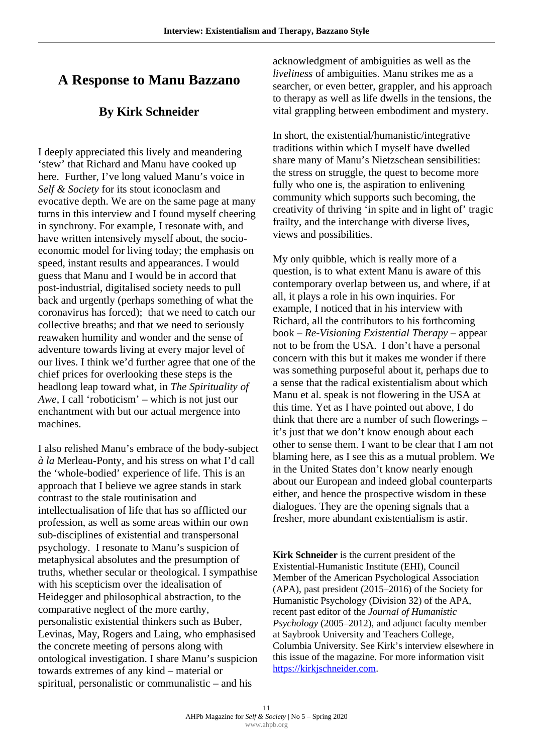# A Response to Manu Bazzano

## By Kirk Schneider

I deeply appreciated this lively and meandering 'stew' that Richard and Manu have cooked up here. Further, I've long valued Manu's voice in *Self & Society* for its stout iconoclasm and evocative depth. We are on the same page at many turns in this interview and I found myself cheering in synchrony. For example, I resonate with, and have written intensively myself about, the socio-economic model for living today; the emphasis on speed, instant results and appearances. I would guess that Manu and I would be in accord that post-industrial, digitalised society needs to pull back and urgently (perhaps something of what the coronavirus has forced); that we need to catch our collective breaths; and that we need to seriously reawaken humility and wonder and the sense of adventure towards living at every major level of our lives. I think we'd further agree that one of the chief prices for overlooking these steps is the headlong leap toward what, in *The Spirituality of Awe*, I call 'roboticism' – which is not just our enchantment with but our actual mergence into machines.

I also relished Manu's embrace of the body-subject *à la* Merleau-Ponty, and his stress on what I'd call the 'whole-bodied' experience of life. This is an approach that I believe we agree stands in stark contrast to the stale routinisation and intellectualisation of life that has so afflicted our profession, as well as some areas within our own sub-disciplines of existential and transpersonal psychology. I resonate to Manu's suspicion of metaphysical absolutes and the presumption of truths, whether secular or theological. I sympathise with his scepticism over the idealisation of Heidegger and philosophical abstraction, to the comparative neglect of the more earthy, personalistic existential thinkers such as Buber, Levinas, May, Rogers and Laing, who emphasised the concrete meeting of persons along with ontological investigation. I share Manu's suspicion towards extremes of any kind – material or spiritual, personalistic or communalistic – and his acknowledgment of ambiguities as well as the *liveliness* of ambiguities. Manu strikes me as a searcher, or even better, grappler, and his approach to therapy as well as life dwells in the tensions, the vital grappling between embodiment and mystery.

In short, the existential/humanistic/integrative traditions within which I myself have dwelled share many of Manu's Nietzschean sensibilities: the stress on struggle, the quest to become more fully who one is, the aspiration to enlivening community which supports such becoming, the creativity of thriving 'in spite and in light of' tragic frailty, and the interchange with diverse lives, views and possibilities.

My only quibble, which is really more of a question, is to what extent Manu is aware of this contemporary overlap between us, and where, if at all, it plays a role in his own inquiries. For example, I noticed that in his interview with Richard, all the contributors to his forthcoming book – *Re-Visioning Existential Therapy* – appear not to be from the USA. I don't have a personal concern with this but it makes me wonder if there was something purposeful about it, perhaps due to a sense that the radical existentialism about which Manu et al. speak is not flowering in the USA at this time. Yet as I have pointed out above, I do think that there are a number of such flowerings – it's just that we don't know enough about each other to sense them. I want to be clear that I am not blaming here, as I see this as a mutual problem. We in the United States don't know nearly enough about our European and indeed global counterparts either, and hence the prospective wisdom in these dialogues. They are the opening signals that a fresher, more abundant existentialism is astir.

**Kirk Schneider** is the current president of the Existential-Humanistic Institute (EHI), Council Member of the American Psychological Association (APA), past president (2015–2016) of the Society for Humanistic Psychology (Division 32) of the APA, recent past editor of the *Journal of Humanistic Psychology* (2005–2012), and adjunct faculty member at Saybrook University and Teachers College, Columbia University. See Kirk's interview elsewhere in this issue of the magazine. For more information visit https://kirkjschneider.com.